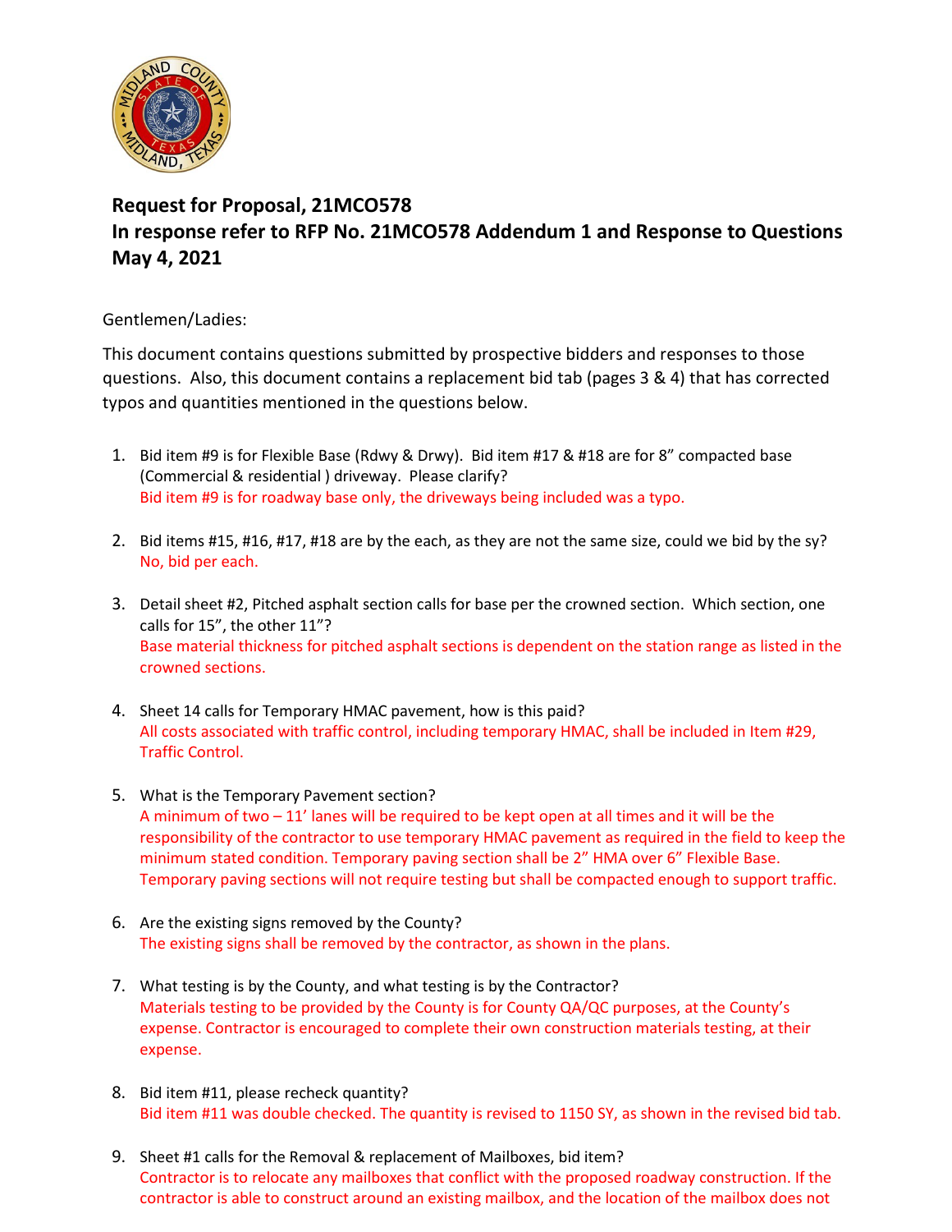**Request for Proposal, 21MCO578**
**In response refer to RFP No. 21MCO578 Addendum 1 and Response to Questions**
**May 4, 2021**

Gentlemen/Ladies:

This document contains questions submitted by prospective bidders and responses to those questions. Also, this document contains a replacement bid tab (pages 3 & 4) that has corrected typos and quantities mentioned in the questions below.

1. Bid item #9 is for Flexible Base (Rdwy & Drwy). Bid item #17 & #18 are for 8" compacted base (Commercial & residential ) driveway. Please clarify?
   Bid item #9 is for roadway base only, the driveways being included was a typo.

2. Bid items #15, #16, #17, #18 are by the each, as they are not the same size, could we bid by the sy?
   No, bid per each.

3. Detail sheet #2, Pitched asphalt section calls for base per the crowned section. Which section, one calls for 15", the other 11"?
   Base material thickness for pitched asphalt sections is dependent on the station range as listed in the crowned sections.

4. Sheet 14 calls for Temporary HMAC pavement, how is this paid?
   All costs associated with traffic control, including temporary HMAC, shall be included in Item #29, Traffic Control.

5. What is the Temporary Pavement section?
   A minimum of two – 11' lanes will be required to be kept open at all times and it will be the responsibility of the contractor to use temporary HMAC pavement as required in the field to keep the minimum stated condition. Temporary paving section shall be 2" HMA over 6" Flexible Base. Temporary paving sections will not require testing but shall be compacted enough to support traffic.

6. Are the existing signs removed by the County?
   The existing signs shall be removed by the contractor, as shown in the plans.

7. What testing is by the County, and what testing is by the Contractor?
   Materials testing to be provided by the County is for County QA/QC purposes, at the County's expense. Contractor is encouraged to complete their own construction materials testing, at their expense.

8. Bid item #11, please recheck quantity?
   Bid item #11 was double checked. The quantity is revised to 1150 SY, as shown in the revised bid tab.

9. Sheet #1 calls for the Removal & replacement of Mailboxes, bid item?
   Contractor is to relocate any mailboxes that conflict with the proposed roadway construction. If the contractor is able to construct around an existing mailbox, and the location of the mailbox does not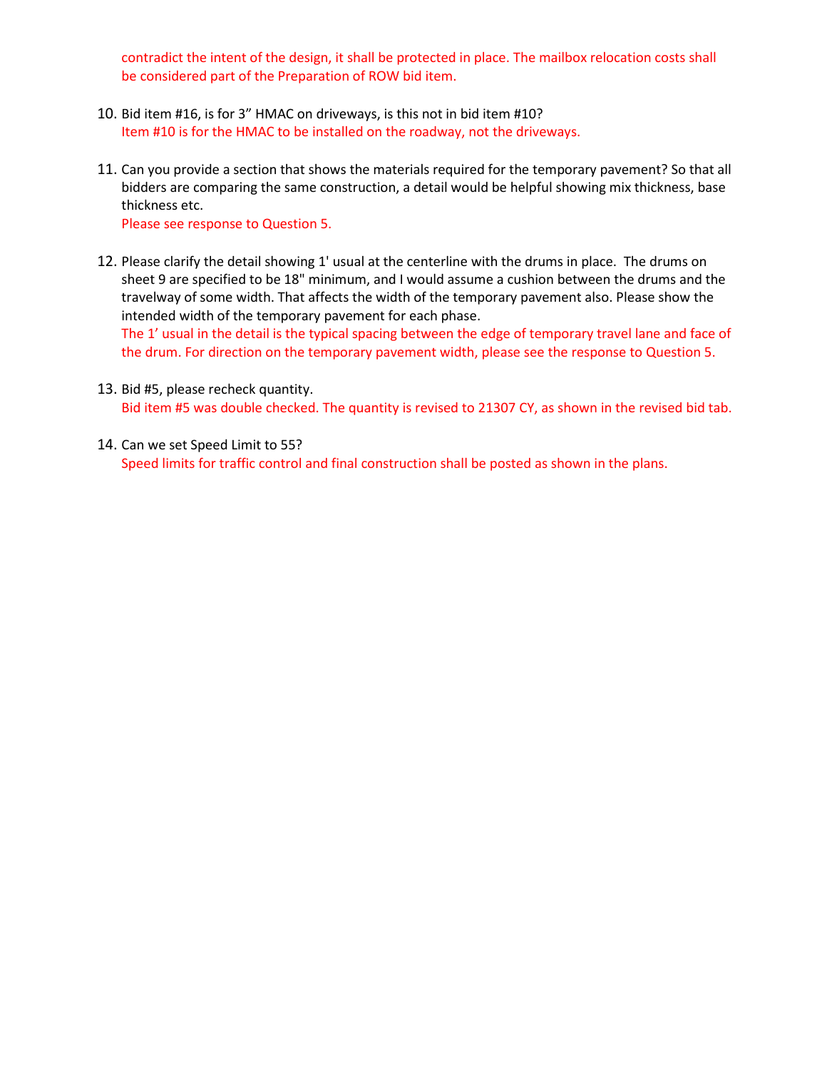contradict the intent of the design, it shall be protected in place. The mailbox relocation costs shall be considered part of the Preparation of ROW bid item.

10. Bid item #16, is for 3" HMAC on driveways, is this not in bid item #10?
    Item #10 is for the HMAC to be installed on the roadway, not the driveways.

11. Can you provide a section that shows the materials required for the temporary pavement? So that all bidders are comparing the same construction, a detail would be helpful showing mix thickness, base thickness etc.
    Please see response to Question 5.

12. Please clarify the detail showing 1' usual at the centerline with the drums in place. The drums on sheet 9 are specified to be 18" minimum, and I would assume a cushion between the drums and the travelway of some width. That affects the width of the temporary pavement also. Please show the intended width of the temporary pavement for each phase.
    The 1' usual in the detail is the typical spacing between the edge of temporary travel lane and face of the drum. For direction on the temporary pavement width, please see the response to Question 5.

13. Bid #5, please recheck quantity.
    Bid item #5 was double checked. The quantity is revised to 21307 CY, as shown in the revised bid tab.

14. Can we set Speed Limit to 55?
    Speed limits for traffic control and final construction shall be posted as shown in the plans.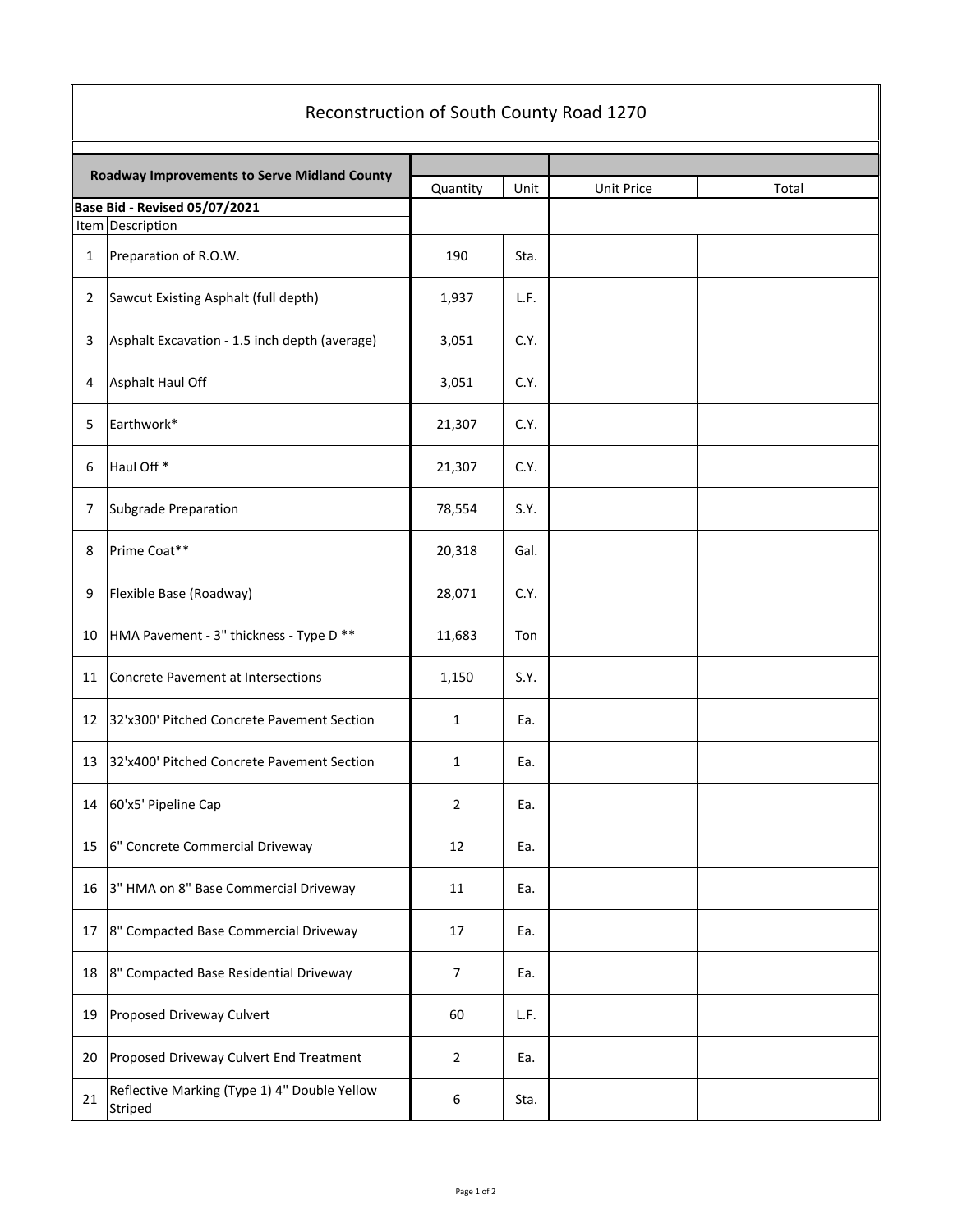# Reconstruction of South County Road 1270

| Roadway Improvements to Serve Midland County | | Quantity | Unit | Unit Price | Total |
|---|---|---|---|---|---|
| **Base Bid - Revised 05/07/2021** | | | | | |
| Item | Description | | | | |
| 1 | Preparation of R.O.W. | 190 | Sta. | | |
| 2 | Sawcut Existing Asphalt (full depth) | 1,937 | L.F. | | |
| 3 | Asphalt Excavation - 1.5 inch depth (average) | 3,051 | C.Y. | | |
| 4 | Asphalt Haul Off | 3,051 | C.Y. | | |
| 5 | Earthwork* | 21,307 | C.Y. | | |
| 6 | Haul Off * | 21,307 | C.Y. | | |
| 7 | Subgrade Preparation | 78,554 | S.Y. | | |
| 8 | Prime Coat** | 20,318 | Gal. | | |
| 9 | Flexible Base (Roadway) | 28,071 | C.Y. | | |
| 10 | HMA Pavement - 3" thickness - Type D ** | 11,683 | Ton | | |
| 11 | Concrete Pavement at Intersections | 1,150 | S.Y. | | |
| 12 | 32'x300' Pitched Concrete Pavement Section | 1 | Ea. | | |
| 13 | 32'x400' Pitched Concrete Pavement Section | 1 | Ea. | | |
| 14 | 60'x5' Pipeline Cap | 2 | Ea. | | |
| 15 | 6" Concrete Commercial Driveway | 12 | Ea. | | |
| 16 | 3" HMA on 8" Base Commercial Driveway | 11 | Ea. | | |
| 17 | 8" Compacted Base Commercial Driveway | 17 | Ea. | | |
| 18 | 8" Compacted Base Residential Driveway | 7 | Ea. | | |
| 19 | Proposed Driveway Culvert | 60 | L.F. | | |
| 20 | Proposed Driveway Culvert End Treatment | 2 | Ea. | | |
| 21 | Reflective Marking (Type 1) 4" Double Yellow Striped | 6 | Sta. | | |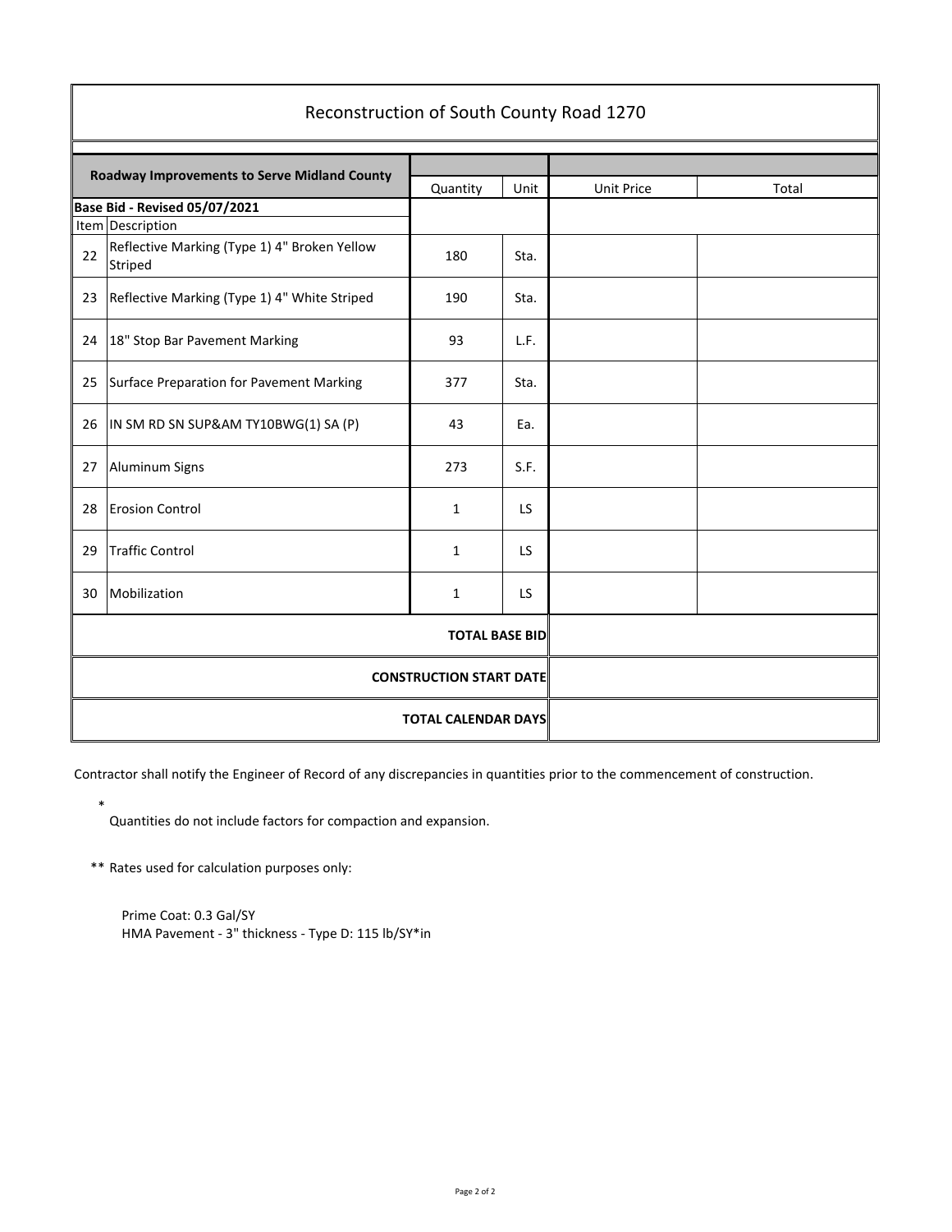# Reconstruction of South County Road 1270

| Roadway Improvements to Serve Midland County | | Quantity | Unit | Unit Price | Total |
|---|---|---|---|---|---|
| **Base Bid - Revised 05/07/2021** | | | | | |
| Item | Description | | | | |
| 22 | Reflective Marking (Type 1) 4" Broken Yellow Striped | 180 | Sta. | | |
| 23 | Reflective Marking (Type 1) 4" White Striped | 190 | Sta. | | |
| 24 | 18" Stop Bar Pavement Marking | 93 | L.F. | | |
| 25 | Surface Preparation for Pavement Marking | 377 | Sta. | | |
| 26 | IN SM RD SN SUP&AM TY10BWG(1) SA (P) | 43 | Ea. | | |
| 27 | Aluminum Signs | 273 | S.F. | | |
| 28 | Erosion Control | 1 | LS | | |
| 29 | Traffic Control | 1 | LS | | |
| 30 | Mobilization | 1 | LS | | |
| **TOTAL BASE BID** | | | | | |
| **CONSTRUCTION START DATE** | | | | | |
| **TOTAL CALENDAR DAYS** | | | | | |

Contractor shall notify the Engineer of Record of any discrepancies in quantities prior to the commencement of construction.

\* Quantities do not include factors for compaction and expansion.

\*\* Rates used for calculation purposes only:

Prime Coat: 0.3 Gal/SY
HMA Pavement - 3" thickness - Type D: 115 lb/SY*in